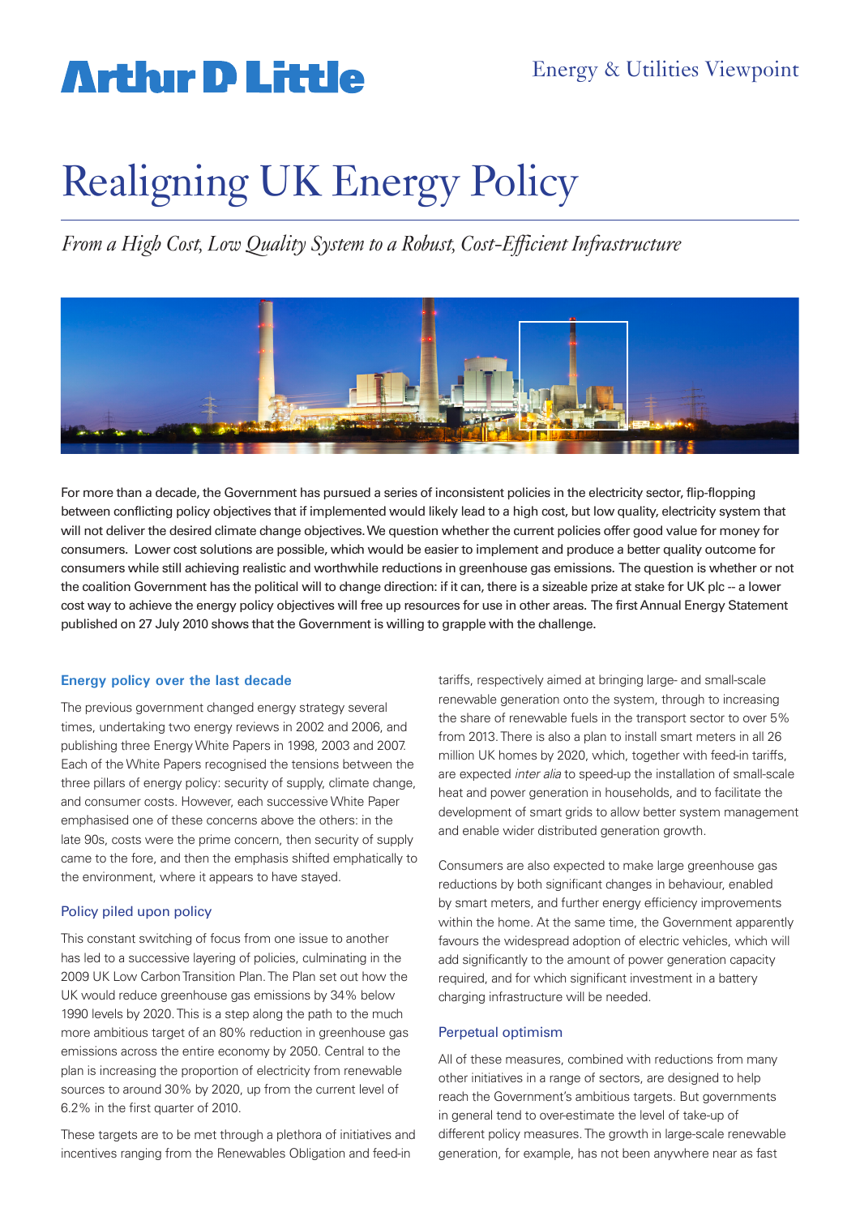Arthur D Little

Energy & Utilities Viewpoint

# Realigning UK Energy Policy

*From a High Cost, Low Quality System to a Robust, Cost-Efficient Infrastructure*

For more than a decade, the Government has pursued a series of inconsistent policies in the electricity sector, flip-flopping between conflicting policy objectives that if implemented would likely lead to a high cost, but low quality, electricity system that will not deliver the desired climate change objectives. We question whether the current policies offer good value for money for consumers. Lower cost solutions are possible, which would be easier to implement and produce a better quality outcome for consumers while still achieving realistic and worthwhile reductions in greenhouse gas emissions. The question is whether or not the coalition Government has the political will to change direction: if it can, there is a sizeable prize at stake for UK plc -- a lower cost way to achieve the energy policy objectives will free up resources for use in other areas. The first Annual Energy Statement published on 27 July 2010 shows that the Government is willing to grapple with the challenge.

## Energy policy over the last decade

The previous government changed energy strategy several times, undertaking two energy reviews in 2002 and 2006, and publishing three Energy White Papers in 1998, 2003 and 2007. Each of the White Papers recognised the tensions between the three pillars of energy policy: security of supply, climate change, and consumer costs. However, each successive White Paper emphasised one of these concerns above the others: in the late 90s, costs were the prime concern, then security of supply came to the fore, and then the emphasis shifted emphatically to the environment, where it appears to have stayed.

### Policy piled upon policy

This constant switching of focus from one issue to another has led to a successive layering of policies, culminating in the 2009 UK Low Carbon Transition Plan. The Plan set out how the UK would reduce greenhouse gas emissions by 34% below 1990 levels by 2020. This is a step along the path to the much more ambitious target of an 80% reduction in greenhouse gas emissions across the entire economy by 2050. Central to the plan is increasing the proportion of electricity from renewable sources to around 30% by 2020, up from the current level of 6.2% in the first quarter of 2010.

These targets are to be met through a plethora of initiatives and incentives ranging from the Renewables Obligation and feed-in tariffs, respectively aimed at bringing large- and small-scale renewable generation onto the system, through to increasing the share of renewable fuels in the transport sector to over 5% from 2013. There is also a plan to install smart meters in all 26 million UK homes by 2020, which, together with feed-in tariffs, are expected *inter alia* to speed-up the installation of small-scale heat and power generation in households, and to facilitate the development of smart grids to allow better system management and enable wider distributed generation growth.

Consumers are also expected to make large greenhouse gas reductions by both significant changes in behaviour, enabled by smart meters, and further energy efficiency improvements within the home. At the same time, the Government apparently favours the widespread adoption of electric vehicles, which will add significantly to the amount of power generation capacity required, and for which significant investment in a battery charging infrastructure will be needed.

### Perpetual optimism

All of these measures, combined with reductions from many other initiatives in a range of sectors, are designed to help reach the Government's ambitious targets. But governments in general tend to over-estimate the level of take-up of different policy measures. The growth in large-scale renewable generation, for example, has not been anywhere near as fast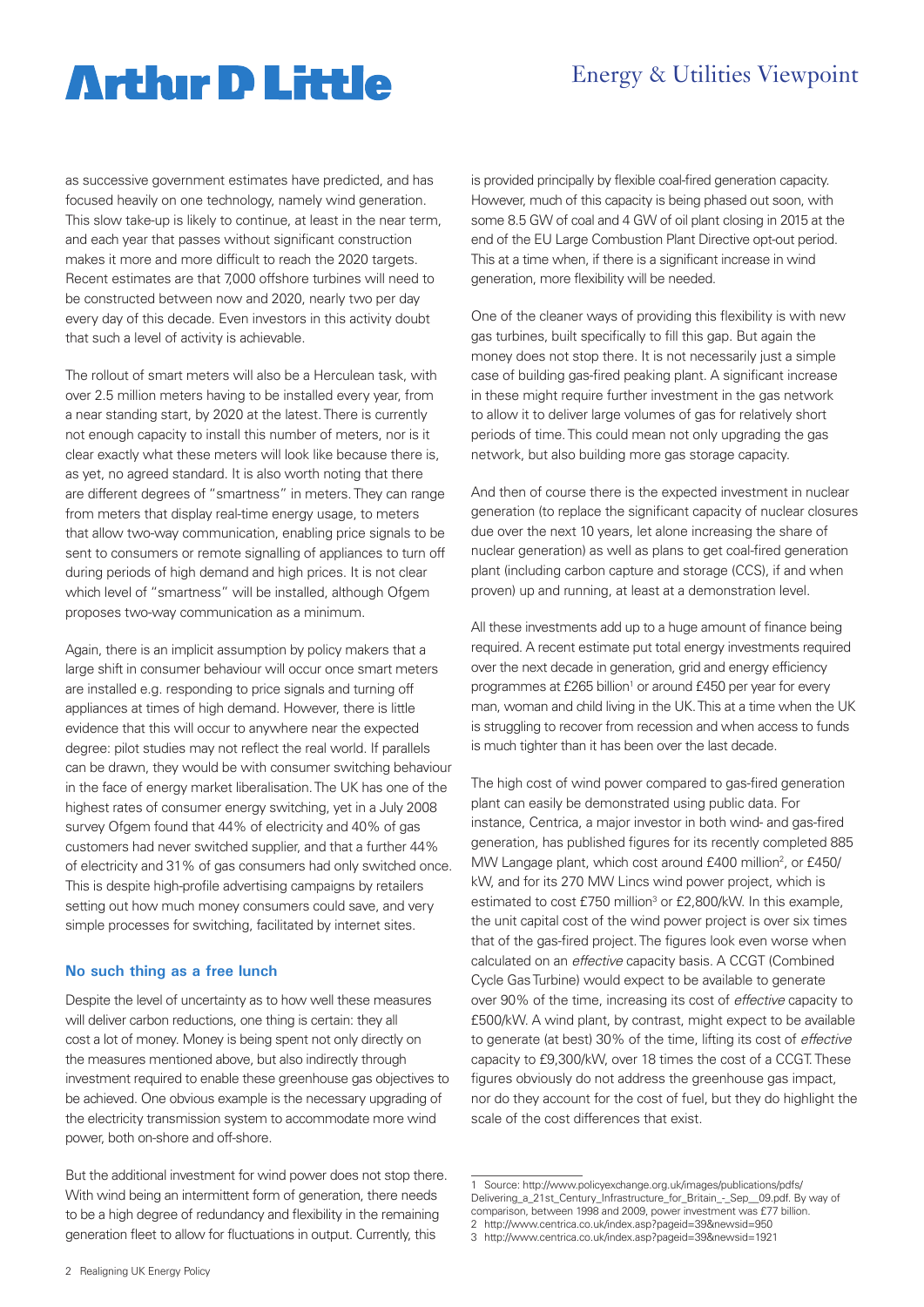as successive government estimates have predicted, and has focused heavily on one technology, namely wind generation. This slow take-up is likely to continue, at least in the near term, and each year that passes without significant construction makes it more and more difficult to reach the 2020 targets. Recent estimates are that 7,000 offshore turbines will need to be constructed between now and 2020, nearly two per day every day of this decade. Even investors in this activity doubt that such a level of activity is achievable.

The rollout of smart meters will also be a Herculean task, with over 2.5 million meters having to be installed every year, from a near standing start, by 2020 at the latest. There is currently not enough capacity to install this number of meters, nor is it clear exactly what these meters will look like because there is, as yet, no agreed standard. It is also worth noting that there are different degrees of "smartness" in meters. They can range from meters that display real-time energy usage, to meters that allow two-way communication, enabling price signals to be sent to consumers or remote signalling of appliances to turn off during periods of high demand and high prices. It is not clear which level of "smartness" will be installed, although Ofgem proposes two-way communication as a minimum.

Again, there is an implicit assumption by policy makers that a large shift in consumer behaviour will occur once smart meters are installed e.g. responding to price signals and turning off appliances at times of high demand. However, there is little evidence that this will occur to anywhere near the expected degree: pilot studies may not reflect the real world. If parallels can be drawn, they would be with consumer switching behaviour in the face of energy market liberalisation. The UK has one of the highest rates of consumer energy switching, yet in a July 2008 survey Ofgem found that 44% of electricity and 40% of gas customers had never switched supplier, and that a further 44% of electricity and 31% of gas consumers had only switched once. This is despite high-profile advertising campaigns by retailers setting out how much money consumers could save, and very simple processes for switching, facilitated by internet sites.

### No such thing as a free lunch

Despite the level of uncertainty as to how well these measures will deliver carbon reductions, one thing is certain: they all cost a lot of money. Money is being spent not only directly on the measures mentioned above, but also indirectly through investment required to enable these greenhouse gas objectives to be achieved. One obvious example is the necessary upgrading of the electricity transmission system to accommodate more wind power, both on-shore and off-shore.

But the additional investment for wind power does not stop there. With wind being an intermittent form of generation, there needs to be a high degree of redundancy and flexibility in the remaining generation fleet to allow for fluctuations in output. Currently, this is provided principally by flexible coal-fired generation capacity. However, much of this capacity is being phased out soon, with some 8.5 GW of coal and 4 GW of oil plant closing in 2015 at the end of the EU Large Combustion Plant Directive opt-out period. This at a time when, if there is a significant increase in wind generation, more flexibility will be needed.

One of the cleaner ways of providing this flexibility is with new gas turbines, built specifically to fill this gap. But again the money does not stop there. It is not necessarily just a simple case of building gas-fired peaking plant. A significant increase in these might require further investment in the gas network to allow it to deliver large volumes of gas for relatively short periods of time. This could mean not only upgrading the gas network, but also building more gas storage capacity.

And then of course there is the expected investment in nuclear generation (to replace the significant capacity of nuclear closures due over the next 10 years, let alone increasing the share of nuclear generation) as well as plans to get coal-fired generation plant (including carbon capture and storage (CCS), if and when proven) up and running, at least at a demonstration level.

All these investments add up to a huge amount of finance being required. A recent estimate put total energy investments required over the next decade in generation, grid and energy efficiency programmes at £265 billion[1] or around £450 per year for every man, woman and child living in the UK. This at a time when the UK is struggling to recover from recession and when access to funds is much tighter than it has been over the last decade.

The high cost of wind power compared to gas-fired generation plant can easily be demonstrated using public data. For instance, Centrica, a major investor in both wind- and gas-fired generation, has published figures for its recently completed 885 MW Langage plant, which cost around £400 million[2], or £450/kW, and for its 270 MW Lincs wind power project, which is estimated to cost £750 million[3] or £2,800/kW. In this example, the unit capital cost of the wind power project is over six times that of the gas-fired project. The figures look even worse when calculated on an *effective* capacity basis. A CCGT (Combined Cycle Gas Turbine) would expect to be available to generate over 90% of the time, increasing its cost of *effective* capacity to £500/kW. A wind plant, by contrast, might expect to be available to generate (at best) 30% of the time, lifting its cost of *effective* capacity to £9,300/kW, over 18 times the cost of a CCGT. These figures obviously do not address the greenhouse gas impact, nor do they account for the cost of fuel, but they do highlight the scale of the cost differences that exist.

---

1 Source: http://www.policyexchange.org.uk/images/publications/pdfs/Delivering_a_21st_Century_Infrastructure_for_Britain_-_Sep__09.pdf. By way of comparison, between 1998 and 2009, power investment was £77 billion.

2 http://www.centrica.co.uk/index.asp?pageid=39&newsid=950

3 http://www.centrica.co.uk/index.asp?pageid=39&newsid=1921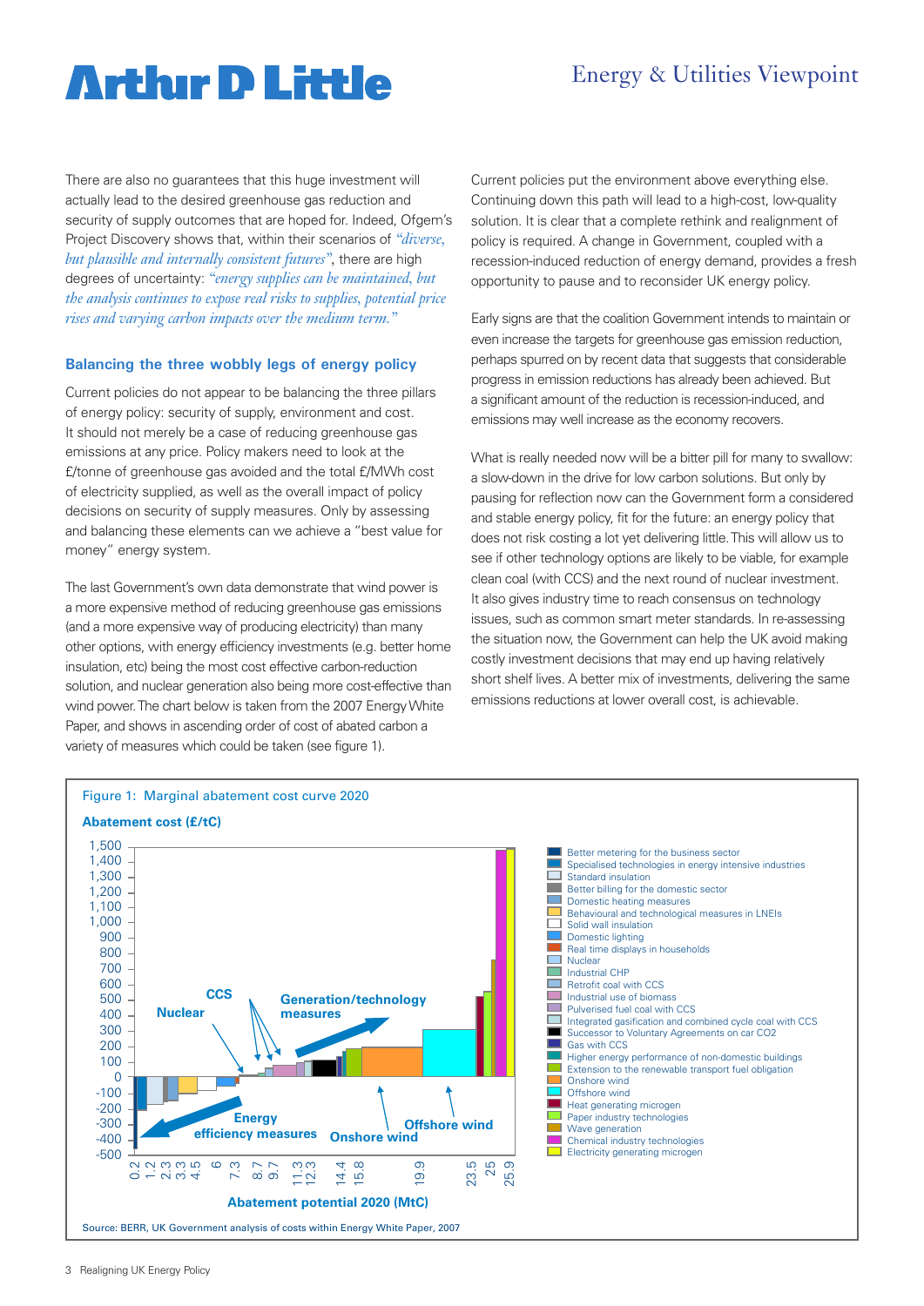There are also no guarantees that this huge investment will actually lead to the desired greenhouse gas reduction and security of supply outcomes that are hoped for. Indeed, Ofgem's Project Discovery shows that, within their scenarios of *"diverse, but plausible and internally consistent futures"*, there are high degrees of uncertainty: *"energy supplies can be maintained, but the analysis continues to expose real risks to supplies, potential price rises and varying carbon impacts over the medium term."*

### Balancing the three wobbly legs of energy policy

Current policies do not appear to be balancing the three pillars of energy policy: security of supply, environment and cost. It should not merely be a case of reducing greenhouse gas emissions at any price. Policy makers need to look at the £/tonne of greenhouse gas avoided and the total £/MWh cost of electricity supplied, as well as the overall impact of policy decisions on security of supply measures. Only by assessing and balancing these elements can we achieve a "best value for money" energy system.

The last Government's own data demonstrate that wind power is a more expensive method of reducing greenhouse gas emissions (and a more expensive way of producing electricity) than many other options, with energy efficiency investments (e.g. better home insulation, etc) being the most cost effective carbon-reduction solution, and nuclear generation also being more cost-effective than wind power. The chart below is taken from the 2007 Energy White Paper, and shows in ascending order of cost of abated carbon a variety of measures which could be taken (see figure 1).

Current policies put the environment above everything else. Continuing down this path will lead to a high-cost, low-quality solution. It is clear that a complete rethink and realignment of policy is required. A change in Government, coupled with a recession-induced reduction of energy demand, provides a fresh opportunity to pause and to reconsider UK energy policy.

Early signs are that the coalition Government intends to maintain or even increase the targets for greenhouse gas emission reduction, perhaps spurred on by recent data that suggests that considerable progress in emission reductions has already been achieved. But a significant amount of the reduction is recession-induced, and emissions may well increase as the economy recovers.

What is really needed now will be a bitter pill for many to swallow: a slow-down in the drive for low carbon solutions. But only by pausing for reflection now can the Government form a considered and stable energy policy, fit for the future: an energy policy that does not risk costing a lot yet delivering little. This will allow us to see if other technology options are likely to be viable, for example clean coal (with CCS) and the next round of nuclear investment. It also gives industry time to reach consensus on technology issues, such as common smart meter standards. In re-assessing the situation now, the Government can help the UK avoid making costly investment decisions that may end up having relatively short shelf lives. A better mix of investments, delivering the same emissions reductions at lower overall cost, is achievable.

Figure 1: Marginal abatement cost curve 2020

Source: BERR, UK Government analysis of costs within Energy White Paper, 2007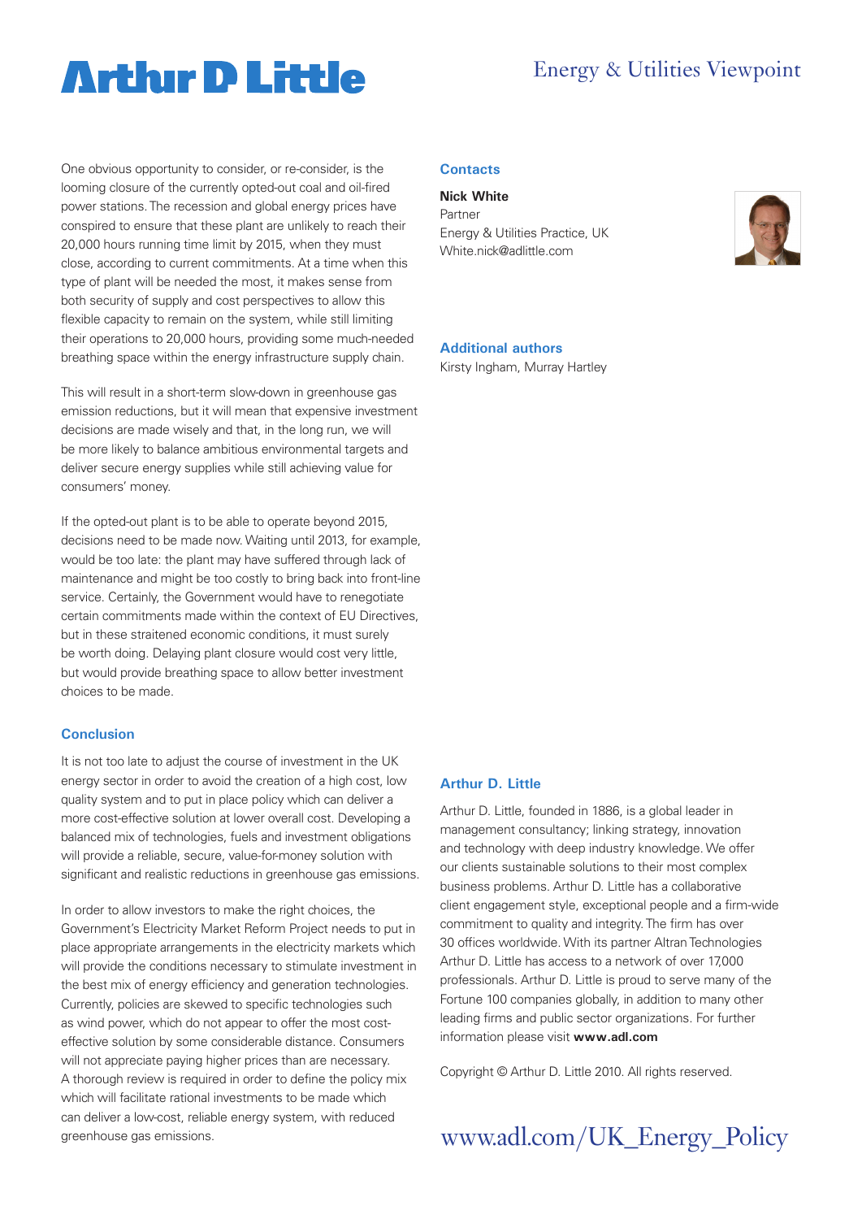One obvious opportunity to consider, or re-consider, is the looming closure of the currently opted-out coal and oil-fired power stations. The recession and global energy prices have conspired to ensure that these plant are unlikely to reach their 20,000 hours running time limit by 2015, when they must close, according to current commitments. At a time when this type of plant will be needed the most, it makes sense from both security of supply and cost perspectives to allow this flexible capacity to remain on the system, while still limiting their operations to 20,000 hours, providing some much-needed breathing space within the energy infrastructure supply chain.

This will result in a short-term slow-down in greenhouse gas emission reductions, but it will mean that expensive investment decisions are made wisely and that, in the long run, we will be more likely to balance ambitious environmental targets and deliver secure energy supplies while still achieving value for consumers' money.

If the opted-out plant is to be able to operate beyond 2015, decisions need to be made now. Waiting until 2013, for example, would be too late: the plant may have suffered through lack of maintenance and might be too costly to bring back into front-line service. Certainly, the Government would have to renegotiate certain commitments made within the context of EU Directives, but in these straitened economic conditions, it must surely be worth doing. Delaying plant closure would cost very little, but would provide breathing space to allow better investment choices to be made.

## Conclusion

It is not too late to adjust the course of investment in the UK energy sector in order to avoid the creation of a high cost, low quality system and to put in place policy which can deliver a more cost-effective solution at lower overall cost. Developing a balanced mix of technologies, fuels and investment obligations will provide a reliable, secure, value-for-money solution with significant and realistic reductions in greenhouse gas emissions.

In order to allow investors to make the right choices, the Government's Electricity Market Reform Project needs to put in place appropriate arrangements in the electricity markets which will provide the conditions necessary to stimulate investment in the best mix of energy efficiency and generation technologies. Currently, policies are skewed to specific technologies such as wind power, which do not appear to offer the most cost-effective solution by some considerable distance. Consumers will not appreciate paying higher prices than are necessary. A thorough review is required in order to define the policy mix which will facilitate rational investments to be made which can deliver a low-cost, reliable energy system, with reduced greenhouse gas emissions.

## Contacts

**Nick White**
Partner
Energy & Utilities Practice, UK
White.nick@adlittle.com

## Additional authors

Kirsty Ingham, Murray Hartley

## Arthur D. Little

Arthur D. Little, founded in 1886, is a global leader in management consultancy; linking strategy, innovation and technology with deep industry knowledge. We offer our clients sustainable solutions to their most complex business problems. Arthur D. Little has a collaborative client engagement style, exceptional people and a firm-wide commitment to quality and integrity. The firm has over 30 offices worldwide. With its partner Altran Technologies Arthur D. Little has access to a network of over 17,000 professionals. Arthur D. Little is proud to serve many of the Fortune 100 companies globally, in addition to many other leading firms and public sector organizations. For further information please visit **www.adl.com**

Copyright © Arthur D. Little 2010. All rights reserved.

www.adl.com/UK_Energy_Policy